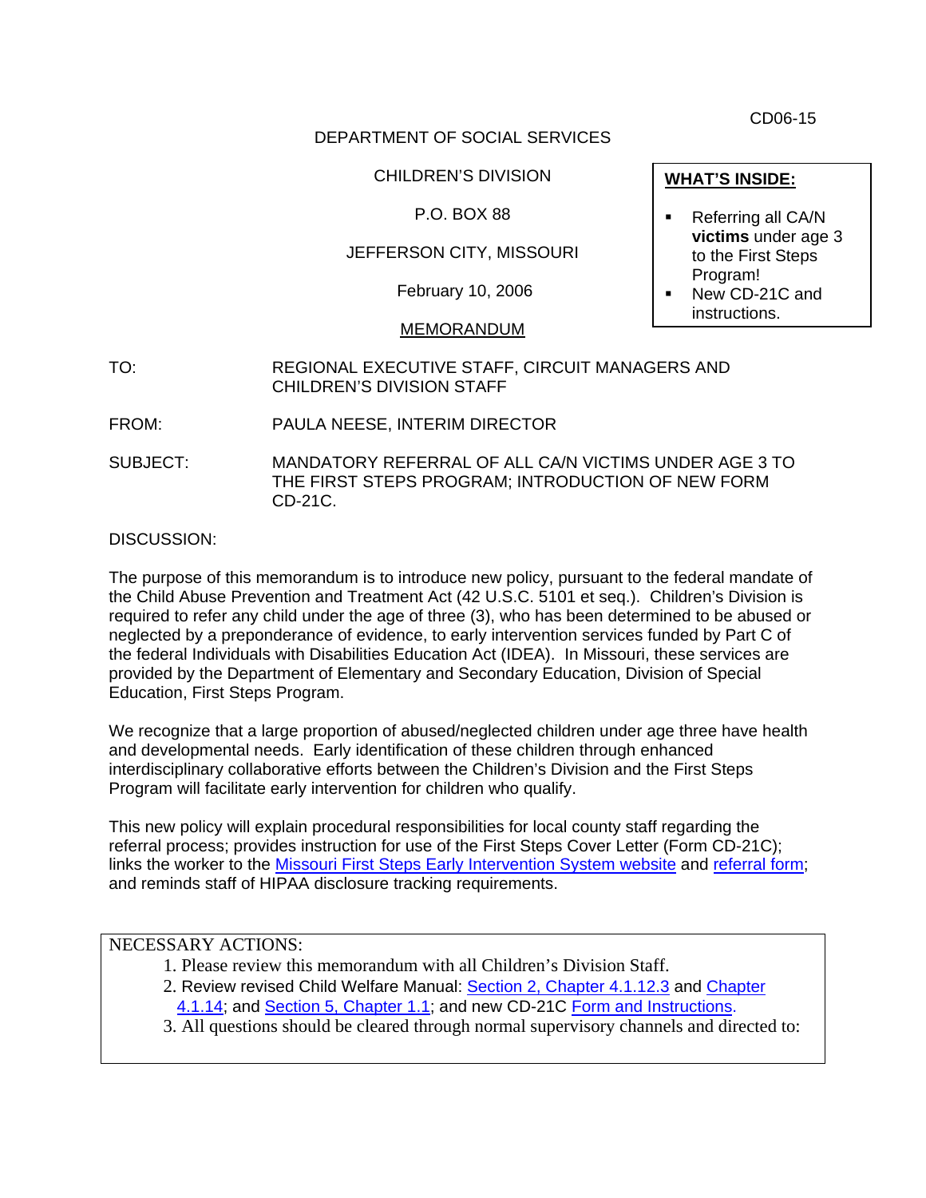CD06-15

DEPARTMENT OF SOCIAL SERVICES

CHILDREN'S DIVISION

P.O. BOX 88

JEFFERSON CITY, MISSOURI

February 10, 2006

MEMORANDUM

**WHAT'S INSIDE:**

- Referring all CA/N **victims** under age 3 to the First Steps Program!
- New CD-21C and instructions.

TO: REGIONAL EXECUTIVE STAFF, CIRCUIT MANAGERS AND CHILDREN'S DIVISION STAFF

FROM: PAULA NEESE, INTERIM DIRECTOR

SUBJECT: MANDATORY REFERRAL OF ALL CA/N VICTIMS UNDER AGE 3 TO THE FIRST STEPS PROGRAM; INTRODUCTION OF NEW FORM CD-21C.

DISCUSSION:

The purpose of this memorandum is to introduce new policy, pursuant to the federal mandate of the Child Abuse Prevention and Treatment Act (42 U.S.C. 5101 et seq.). Children's Division is required to refer any child under the age of three (3), who has been determined to be abused or neglected by a preponderance of evidence, to early intervention services funded by Part C of the federal Individuals with Disabilities Education Act (IDEA). In Missouri, these services are provided by the Department of Elementary and Secondary Education, Division of Special Education, First Steps Program.

We recognize that a large proportion of abused/neglected children under age three have health and developmental needs. Early identification of these children through enhanced interdisciplinary collaborative efforts between the Children's Division and the First Steps Program will facilitate early intervention for children who qualify.

This new policy will explain procedural responsibilities for local county staff regarding the referral process; provides instruction for use of the First Steps Cover Letter (Form CD-21C); links the worker to the Missouri First Steps Early Intervention System website and referral form; and reminds staff of HIPAA disclosure tracking requirements.

NECESSARY ACTIONS:

1. Please review this memorandum with all Children's Division Staff.
2. Review revised Child Welfare Manual: Section 2, Chapter 4.1.12.3 and Chapter 4.1.14; and Section 5, Chapter 1.1; and new CD-21C Form and Instructions.
3. All questions should be cleared through normal supervisory channels and directed to: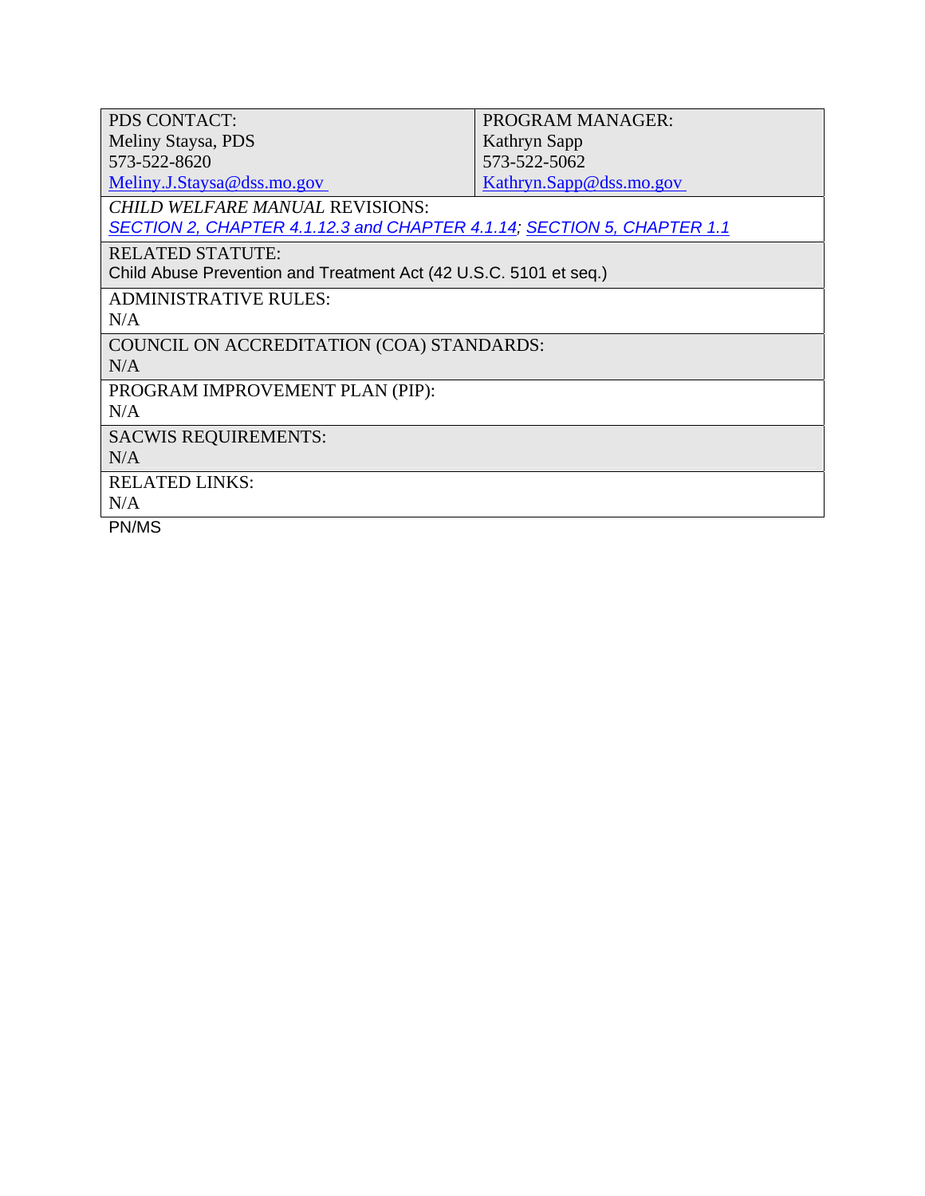| PDS CONTACT:<br>Meliny Staysa, PDS<br>573-522-8620<br>Meliny.J.Staysa@dss.mo.gov | PROGRAM MANAGER:<br>Kathryn Sapp<br>573-522-5062<br>Kathryn.Sapp@dss.mo.gov |
|---|---|
| *CHILD WELFARE MANUAL* REVISIONS:<br>*SECTION 2, CHAPTER 4.1.12.3 and CHAPTER 4.1.14*; *SECTION 5, CHAPTER 1.1* | |
| RELATED STATUTE:<br>Child Abuse Prevention and Treatment Act (42 U.S.C. 5101 et seq.) | |
| ADMINISTRATIVE RULES:<br>N/A | |
| COUNCIL ON ACCREDITATION (COA) STANDARDS:<br>N/A | |
| PROGRAM IMPROVEMENT PLAN (PIP):<br>N/A | |
| SACWIS REQUIREMENTS:<br>N/A | |
| RELATED LINKS:<br>N/A | |

PN/MS